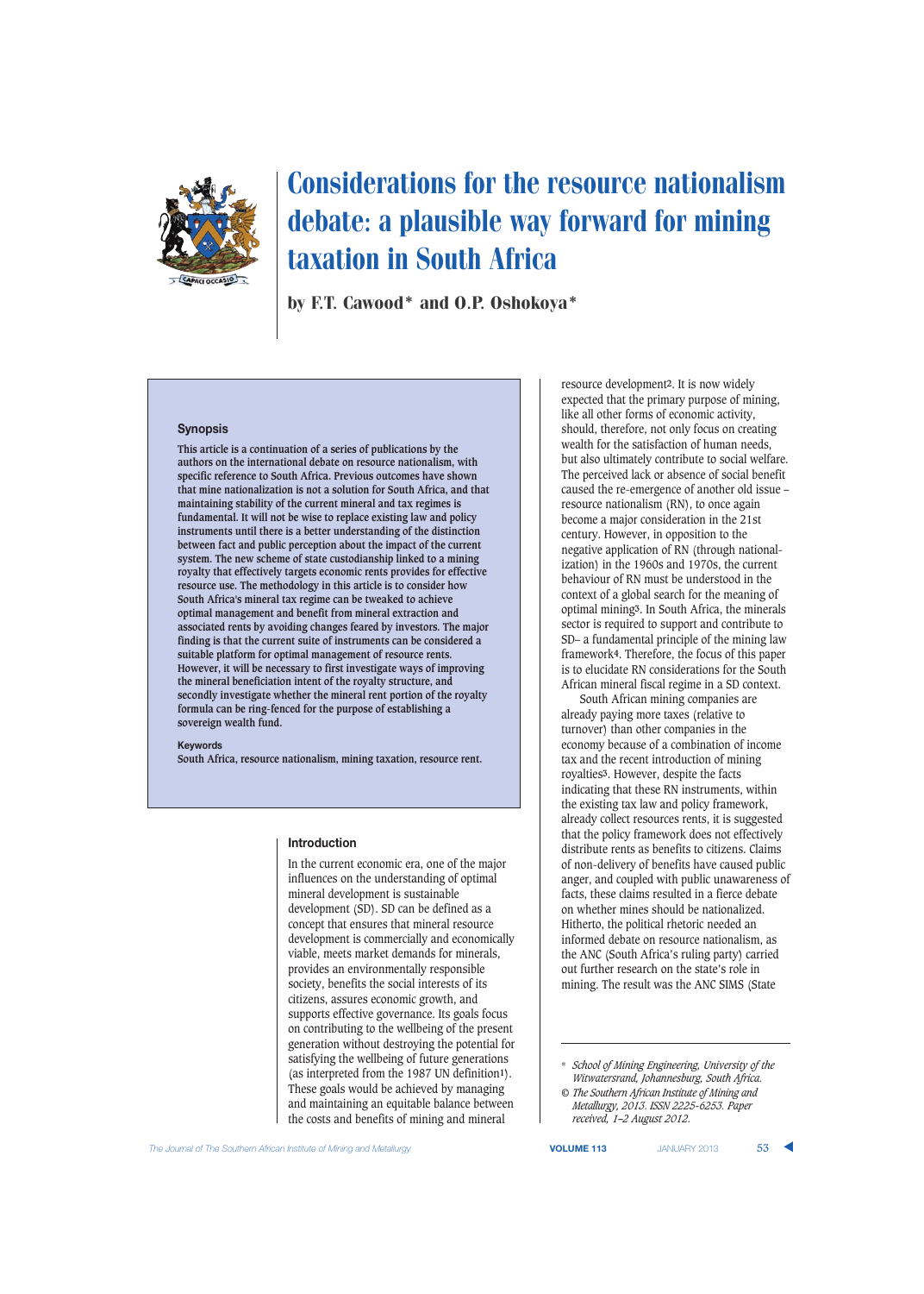# Considerations for the resource nationalism debate: a plausible way forward for mining taxation in South Africa

by F.T. Cawood* and O.P. Oshokoya*

## Synopsis

**This article is a continuation of a series of publications by the authors on the international debate on resource nationalism, with specific reference to South Africa. Previous outcomes have shown that mine nationalization is not a solution for South Africa, and that maintaining stability of the current mineral and tax regimes is fundamental. It will not be wise to replace existing law and policy instruments until there is a better understanding of the distinction between fact and public perception about the impact of the current system. The new scheme of state custodianship linked to a mining royalty that effectively targets economic rents provides for effective resource use. The methodology in this article is to consider how South Africa's mineral tax regime can be tweaked to achieve optimal management and benefit from mineral extraction and associated rents by avoiding changes feared by investors. The major finding is that the current suite of instruments can be considered a suitable platform for optimal management of resource rents. However, it will be necessary to first investigate ways of improving the mineral beneficiation intent of the royalty structure, and secondly investigate whether the mineral rent portion of the royalty formula can be ring-fenced for the purpose of establishing a sovereign wealth fund.**

**Keywords**

South Africa, resource nationalism, mining taxation, resource rent.

## Introduction

In the current economic era, one of the major influences on the understanding of optimal mineral development is sustainable development (SD). SD can be defined as a concept that ensures that mineral resource development is commercially and economically viable, meets market demands for minerals, provides an environmentally responsible society, benefits the social interests of its citizens, assures economic growth, and supports effective governance. Its goals focus on contributing to the wellbeing of the present generation without destroying the potential for satisfying the wellbeing of future generations (as interpreted from the 1987 UN definition[1]). These goals would be achieved by managing and maintaining an equitable balance between the costs and benefits of mining and mineral resource development[2]. It is now widely expected that the primary purpose of mining, like all other forms of economic activity, should, therefore, not only focus on creating wealth for the satisfaction of human needs, but also ultimately contribute to social welfare. The perceived lack or absence of social benefit caused the re-emergence of another old issue – resource nationalism (RN), to once again become a major consideration in the 21st century. However, in opposition to the negative application of RN (through nationalization) in the 1960s and 1970s, the current behaviour of RN must be understood in the context of a global search for the meaning of optimal mining[3]. In South Africa, the minerals sector is required to support and contribute to SD– a fundamental principle of the mining law framework[4]. Therefore, the focus of this paper is to elucidate RN considerations for the South African mineral fiscal regime in a SD context.

South African mining companies are already paying more taxes (relative to turnover) than other companies in the economy because of a combination of income tax and the recent introduction of mining royalties[5]. However, despite the facts indicating that these RN instruments, within the existing tax law and policy framework, already collect resources rents, it is suggested that the policy framework does not effectively distribute rents as benefits to citizens. Claims of non-delivery of benefits have caused public anger, and coupled with public unawareness of facts, these claims resulted in a fierce debate on whether mines should be nationalized. Hitherto, the political rhetoric needed an informed debate on resource nationalism, as the ANC (South Africa's ruling party) carried out further research on the state's role in mining. The result was the ANC SIMS (State

---

\* *School of Mining Engineering, University of the Witwatersrand, Johannesburg, South Africa.*

© *The Southern African Institute of Mining and Metallurgy, 2013. ISSN 2225-6253. Paper received, 1–2 August 2012.*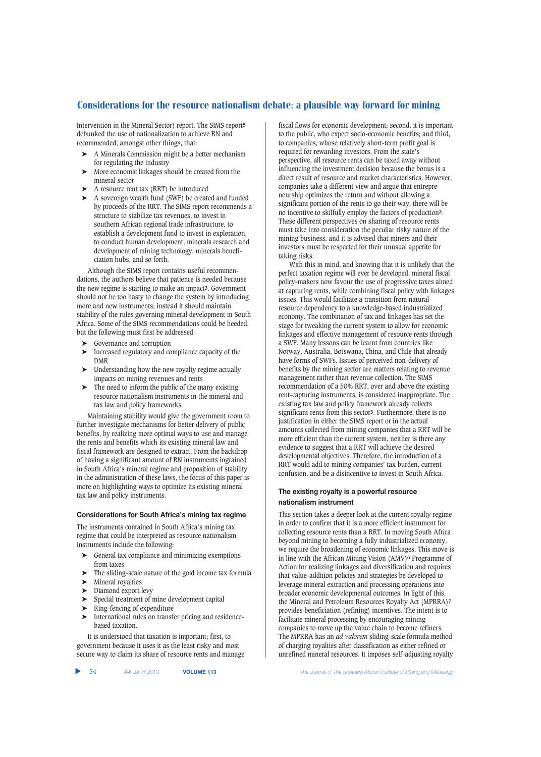Intervention in the Mineral Sector) report. The SIMS report[5] debunked the use of nationalization to achieve RN and recommended, amongst other things, that:

- A Minerals Commission might be a better mechanism for regulating the industry
- More economic linkages should be created from the mineral sector
- A resource rent tax (RRT) be introduced
- A sovereign wealth fund (SWF) be created and funded by proceeds of the RRT. The SIMS report recommends a structure to stabilize tax revenues, to invest in southern African regional trade infrastructure, to establish a development fund to invest in exploration, to conduct human development, minerals research and development of mining technology, minerals beneficiation hubs, and so forth.

Although the SIMS report contains useful recommendations, the authors believe that patience is needed because the new regime is starting to make an impact[3]. Government should not be too hasty to change the system by introducing more and new instruments; instead it should maintain stability of the rules governing mineral development in South Africa. Some of the SIMS recommendations could be heeded, but the following must first be addressed:

- Governance and corruption
- Increased regulatory and compliance capacity of the DMR
- Understanding how the new royalty regime actually impacts on mining revenues and rents
- The need to inform the public of the many existing resource nationalism instruments in the mineral and tax law and policy frameworks.

Maintaining stability would give the government room to further investigate mechanisms for better delivery of public benefits, by realizing more optimal ways to use and manage the rents and benefits which its existing mineral law and fiscal framework are designed to extract. From the backdrop of having a significant amount of RN instruments ingrained in South Africa's mineral regime and proposition of stability in the administration of these laws, the focus of this paper is more on highlighting ways to optimize its existing mineral tax law and policy instruments.

## Considerations for South Africa's mining tax regime

The instruments contained in South Africa's mining tax regime that could be interpreted as resource nationalism instruments include the following:

- General tax compliance and minimizing exemptions from taxes
- The sliding-scale nature of the gold income tax formula
- Mineral royalties
- Diamond export levy
- Special treatment of mine development capital
- Ring-fencing of expenditure
- International rules on transfer pricing and residence-based taxation.

It is understood that taxation is important; first, to government because it uses it as the least risky and most secure way to claim its share of resource rents and manage fiscal flows for economic development; second, it is important to the public, who expect socio-economic benefits; and third, to companies, whose relatively short-term profit goal is required for rewarding investors. From the state's perspective, all resource rents can be taxed away without influencing the investment decision because the bonus is a direct result of resource and market characteristics. However, companies take a different view and argue that entrepreneurship optimizes the return and without allowing a significant portion of the rents to go their way, there will be no incentive to skilfully employ the factors of production[3]. These different perspectives on sharing of resource rents must take into consideration the peculiar risky nature of the mining business, and it is advised that miners and their investors must be respected for their unusual appetite for taking risks.

With this in mind, and knowing that it is unlikely that the perfect taxation regime will ever be developed, mineral fiscal policy-makers now favour the use of progressive taxes aimed at capturing rents, while combining fiscal policy with linkages issues. This would facilitate a transition from natural-resource dependency to a knowledge-based industrialized economy. The combination of tax and linkages has set the stage for tweaking the current system to allow for economic linkages and effective management of resource rents through a SWF. Many lessons can be learnt from countries like Norway, Australia, Botswana, China, and Chile that already have forms of SWFs. Issues of perceived non-delivery of benefits by the mining sector are matters relating to revenue management rather than revenue collection. The SIMS recommendation of a 50% RRT, over and above the existing rent-capturing instruments, is considered inappropriate. The existing tax law and policy framework already collects significant rents from this sector[3]. Furthermore, there is no justification in either the SIMS report or in the actual amounts collected from mining companies that a RRT will be more efficient than the current system, neither is there any evidence to suggest that a RRT will achieve the desired developmental objectives. Therefore, the introduction of a RRT would add to mining companies' tax burden, current confusion, and be a disincentive to invest in South Africa.

## The existing royalty is a powerful resource nationalism instrument

This section takes a deeper look at the current royalty regime in order to confirm that it is a more efficient instrument for collecting resource rents than a RRT. In moving South Africa beyond mining to becoming a fully industrialized economy, we require the broadening of economic linkages. This move is in line with the African Mining Vision (AMV)[6] Programme of Action for realizing linkages and diversification and requires that value-addition policies and strategies be developed to leverage mineral extraction and processing operations into broader economic developmental outcomes. In light of this, the Mineral and Petroleum Resources Royalty Act (MPRRA)[7] provides beneficiation (refining) incentives. The intent is to facilitate mineral processing by encouraging mining companies to move up the value chain to become refiners. The MPRRA has an *ad valorem* sliding-scale formula method of charging royalties after classification as either refined or unrefined mineral resources. It imposes self-adjusting royalty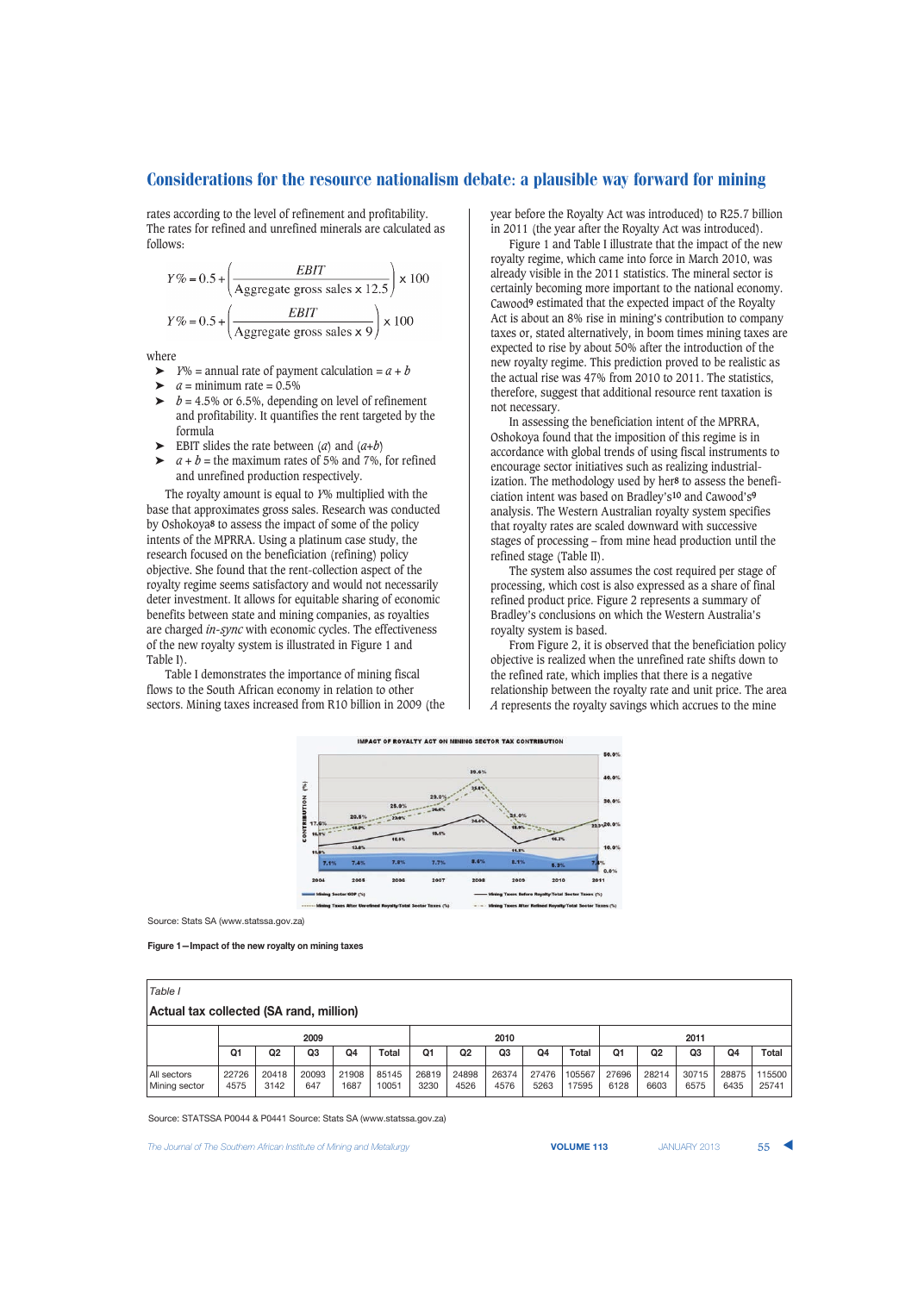rates according to the level of refinement and profitability. The rates for refined and unrefined minerals are calculated as follows:

$$Y\% = 0.5 + \left(\frac{EBIT}{\text{Aggregate gross sales} \times 12.5}\right) \times 100$$

$$Y\% = 0.5 + \left(\frac{EBIT}{\text{Aggregate gross sales} \times 9}\right) \times 100$$

where

- $Y\%$ = annual rate of payment calculation = $a + b$
- $a$ = minimum rate = 0.5%
- $b$ = 4.5% or 6.5%, depending on level of refinement and profitability. It quantifies the rent targeted by the formula
- EBIT slides the rate between ($a$) and ($a$+$b$)
- $a + b$ = the maximum rates of 5% and 7%, for refined and unrefined production respectively.

The royalty amount is equal to $Y\%$ multiplied with the base that approximates gross sales. Research was conducted by Oshokoya[8] to assess the impact of some of the policy intents of the MPRRA. Using a platinum case study, the research focused on the beneficiation (refining) policy objective. She found that the rent-collection aspect of the royalty regime seems satisfactory and would not necessarily deter investment. It allows for equitable sharing of economic benefits between state and mining companies, as royalties are charged *in-sync* with economic cycles. The effectiveness of the new royalty system is illustrated in Figure 1 and Table I).

Table I demonstrates the importance of mining fiscal flows to the South African economy in relation to other sectors. Mining taxes increased from R10 billion in 2009 (the year before the Royalty Act was introduced) to R25.7 billion in 2011 (the year after the Royalty Act was introduced).

Figure 1 and Table I illustrate that the impact of the new royalty regime, which came into force in March 2010, was already visible in the 2011 statistics. The mineral sector is certainly becoming more important to the national economy. Cawood[9] estimated that the expected impact of the Royalty Act is about an 8% rise in mining's contribution to company taxes or, stated alternatively, in boom times mining taxes are expected to rise by about 50% after the introduction of the new royalty regime. This prediction proved to be realistic as the actual rise was 47% from 2010 to 2011. The statistics, therefore, suggest that additional resource rent taxation is not necessary.

In assessing the beneficiation intent of the MPRRA, Oshokoya found that the imposition of this regime is in accordance with global trends of using fiscal instruments to encourage sector initiatives such as realizing industrialization. The methodology used by her[8] to assess the beneficiation intent was based on Bradley's[10] and Cawood's[9] analysis. The Western Australian royalty system specifies that royalty rates are scaled downward with successive stages of processing – from mine head production until the refined stage (Table II).

The system also assumes the cost required per stage of processing, which cost is also expressed as a share of final refined product price. Figure 2 represents a summary of Bradley's conclusions on which the Western Australia's royalty system is based.

From Figure 2, it is observed that the beneficiation policy objective is realized when the unrefined rate shifts down to the refined rate, which implies that there is a negative relationship between the royalty rate and unit price. The area *A* represents the royalty savings which accrues to the mine

Source: Stats SA (www.statssa.gov.za)

**Figure 1—Impact of the new royalty on mining taxes**

*Table I*

**Actual tax collected (SA rand, million)**

| | 2009 | | | | | 2010 | | | | | 2011 | | | | |
|---|---|---|---|---|---|---|---|---|---|---|---|---|---|---|---|
| | Q1 | Q2 | Q3 | Q4 | Total | Q1 | Q2 | Q3 | Q4 | Total | Q1 | Q2 | Q3 | Q4 | Total |
| All sectors | 22726 | 20418 | 20093 | 21908 | 85145 | 26819 | 24898 | 26374 | 27476 | 105567 | 27696 | 28214 | 30715 | 28875 | 115500 |
| Mining sector | 4575 | 3142 | 647 | 1687 | 10051 | 3230 | 4526 | 4576 | 5263 | 17595 | 6128 | 6603 | 6575 | 6435 | 25741 |

Source: STATSSA P0044 & P0441 Source: Stats SA (www.statssa.gov.za)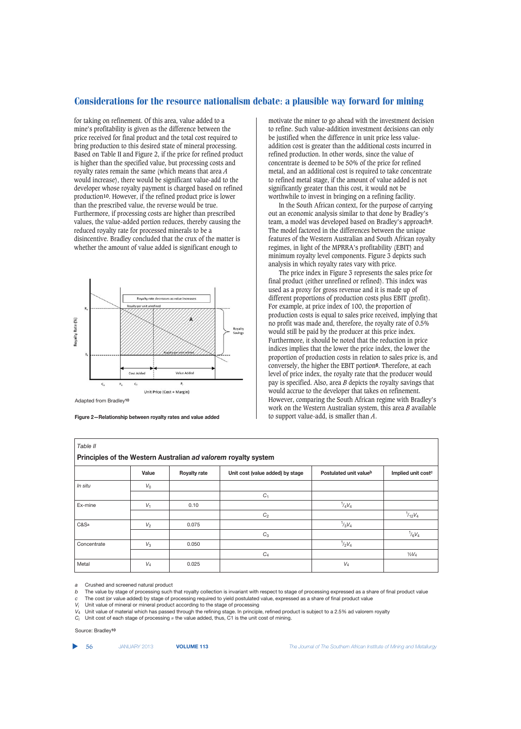for taking on refinement. Of this area, value added to a mine's profitability is given as the difference between the price received for final product and the total cost required to bring production to this desired state of mineral processing. Based on Table II and Figure 2, if the price for refined product is higher than the specified value, but processing costs and royalty rates remain the same (which means that area *A* would increase), there would be significant value-add to the developer whose royalty payment is charged based on refined production[10]. However, if the refined product price is lower than the prescribed value, the reverse would be true. Furthermore, if processing costs are higher than prescribed values, the value-added portion reduces, thereby causing the reduced royalty rate for processed minerals to be a disincentive. Bradley concluded that the crux of the matter is whether the amount of value added is significant enough to

Adapted from Bradley[10]

**Figure 2—Relationship between royalty rates and value added**

motivate the miner to go ahead with the investment decision to refine. Such value-addition investment decisions can only be justified when the difference in unit price less value-addition cost is greater than the additional costs incurred in refined production. In other words, since the value of concentrate is deemed to be 50% of the price for refined metal, and an additional cost is required to take concentrate to refined metal stage, if the amount of value added is not significantly greater than this cost, it would not be worthwhile to invest in bringing on a refining facility.

In the South African context, for the purpose of carrying out an economic analysis similar to that done by Bradley's team, a model was developed based on Bradley's approach[9]. The model factored in the differences between the unique features of the Western Australian and South African royalty regimes, in light of the MPRRA's profitability (EBIT) and minimum royalty level components. Figure 3 depicts such analysis in which royalty rates vary with price.

The price index in Figure 3 represents the sales price for final product (either unrefined or refined). This index was used as a proxy for gross revenue and it is made up of different proportions of production costs plus EBIT (profit). For example, at price index of 100, the proportion of production costs is equal to sales price received, implying that no profit was made and, therefore, the royalty rate of 0.5% would still be paid by the producer at this price index. Furthermore, it should be noted that the reduction in price indices implies that the lower the price index, the lower the proportion of production costs in relation to sales price is, and conversely, the higher the EBIT portion[8]. Therefore, at each level of price index, the royalty rate that the producer would pay is specified. Also, area *B* depicts the royalty savings that would accrue to the developer that takes on refinement. However, comparing the South African regime with Bradley's work on the Western Australian system, this area *B* available to support value-add, is smaller than *A*.

*Table II*

**Principles of the Western Australian *ad valorem* royalty system**

| | Value | Royalty rate | Unit cost (value added) by stage | Postulated unit value[b] | Implied unit cost[c] |
|---|---|---|---|---|---|
| *In situ* | $V_0$ | | | | |
| | | | $C_1$ | | |
| Ex-mine | $V_1$ | 0.10 | | $^1/_4V_4$ | |
| | | | $C_2$ | | $^1/_{12}V_4$ |
| C&S[a] | $V_2$ | 0.075 | | $^1/_3V_4$ | |
| | | | $C_3$ | | $^1/_6V_4$ |
| Concentrate | $V_3$ | 0.050 | | $^1/_2V_4$ | |
| | | | $C_4$ | | ½$V_4$ |
| Metal | $V_4$ | 0.025 | | $V_4$ | |

*a* Crushed and screened natural product
*b* The value by stage of processing such that royalty collection is invariant with respect to stage of processing expressed as a share of final product value
*c* The cost (or value added) by stage of processing required to yield postulated value, expressed as a share of final product value
$V_i$ Unit value of mineral or mineral product according to the stage of processing
$V_4$ Unit value of material which has passed through the refining stage. In principle, refined product is subject to a 2.5% ad valorem royalty
$C_i$ Unit cost of each stage of processing = the value added, thus, C1 is the unit cost of mining.

Source: Bradley[10]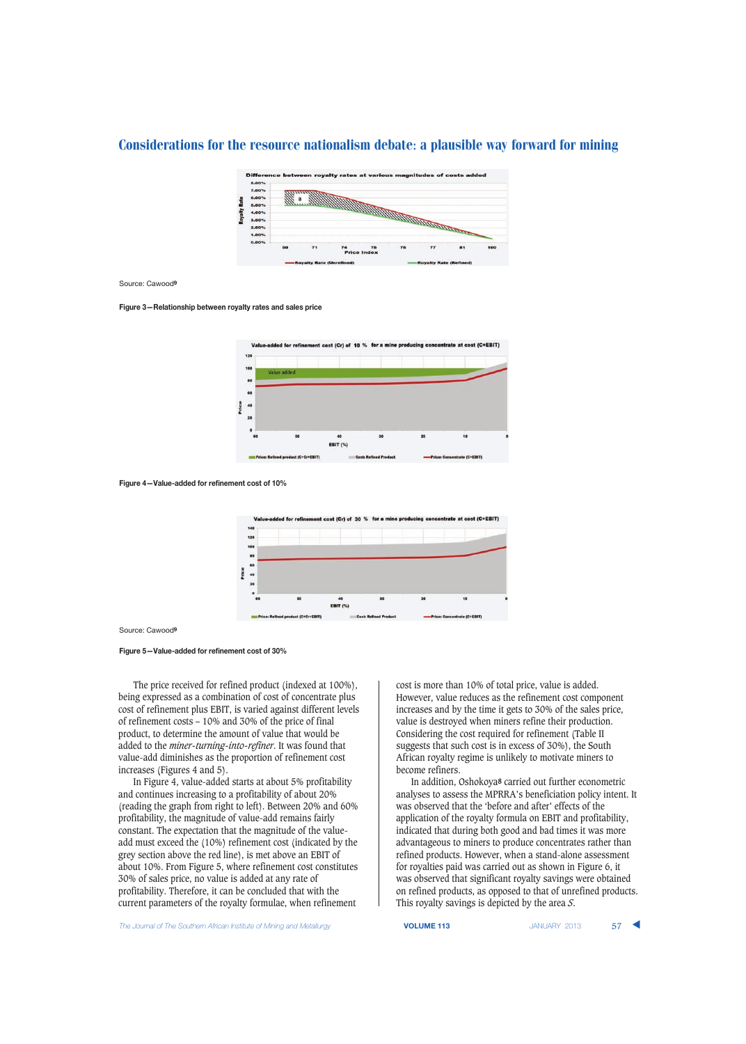Source: Cawood[9]

**Figure 3—Relationship between royalty rates and sales price**

**Figure 4—Value-added for refinement cost of 10%**

Source: Cawood[9]

**Figure 5—Value-added for refinement cost of 30%**

The price received for refined product (indexed at 100%), being expressed as a combination of cost of concentrate plus cost of refinement plus EBIT, is varied against different levels of refinement costs – 10% and 30% of the price of final product, to determine the amount of value that would be added to the *miner-turning-into-refiner*. It was found that value-add diminishes as the proportion of refinement cost increases (Figures 4 and 5).

In Figure 4, value-added starts at about 5% profitability and continues increasing to a profitability of about 20% (reading the graph from right to left). Between 20% and 60% profitability, the magnitude of value-add remains fairly constant. The expectation that the magnitude of the value-add must exceed the (10%) refinement cost (indicated by the grey section above the red line), is met above an EBIT of about 10%. From Figure 5, where refinement cost constitutes 30% of sales price, no value is added at any rate of profitability. Therefore, it can be concluded that with the current parameters of the royalty formulae, when refinement cost is more than 10% of total price, value is added. However, value reduces as the refinement cost component increases and by the time it gets to 30% of the sales price, value is destroyed when miners refine their production. Considering the cost required for refinement (Table II suggests that such cost is in excess of 30%), the South African royalty regime is unlikely to motivate miners to become refiners.

In addition, Oshokoya[8] carried out further econometric analyses to assess the MPRRA's beneficiation policy intent. It was observed that the 'before and after' effects of the application of the royalty formula on EBIT and profitability, indicated that during both good and bad times it was more advantageous to miners to produce concentrates rather than refined products. However, when a stand-alone assessment for royalties paid was carried out as shown in Figure 6, it was observed that significant royalty savings were obtained on refined products, as opposed to that of unrefined products. This royalty savings is depicted by the area *S*.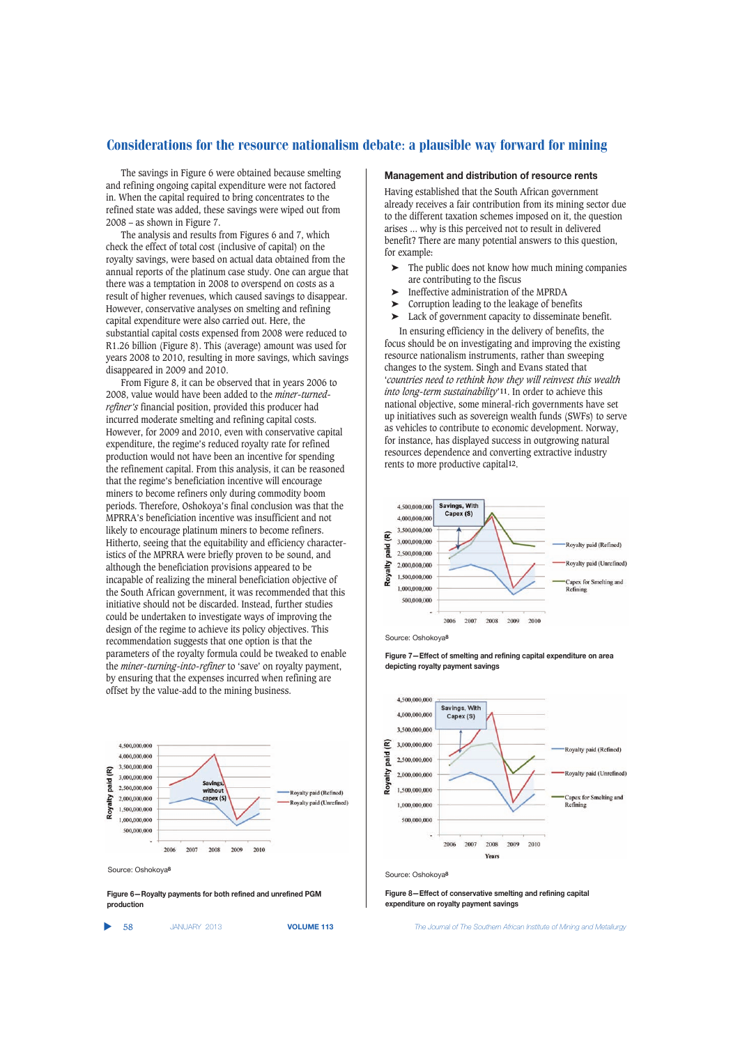The savings in Figure 6 were obtained because smelting and refining ongoing capital expenditure were not factored in. When the capital required to bring concentrates to the refined state was added, these savings were wiped out from 2008 – as shown in Figure 7.

The analysis and results from Figures 6 and 7, which check the effect of total cost (inclusive of capital) on the royalty savings, were based on actual data obtained from the annual reports of the platinum case study. One can argue that there was a temptation in 2008 to overspend on costs as a result of higher revenues, which caused savings to disappear. However, conservative analyses on smelting and refining capital expenditure were also carried out. Here, the substantial capital costs expensed from 2008 were reduced to R1.26 billion (Figure 8). This (average) amount was used for years 2008 to 2010, resulting in more savings, which savings disappeared in 2009 and 2010.

From Figure 8, it can be observed that in years 2006 to 2008, value would have been added to the *miner-turned-refiner's* financial position, provided this producer had incurred moderate smelting and refining capital costs. However, for 2009 and 2010, even with conservative capital expenditure, the regime's reduced royalty rate for refined production would not have been an incentive for spending the refinement capital. From this analysis, it can be reasoned that the regime's beneficiation incentive will encourage miners to become refiners only during commodity boom periods. Therefore, Oshokoya's final conclusion was that the MPRRA's beneficiation incentive was insufficient and not likely to encourage platinum miners to become refiners. Hitherto, seeing that the equitability and efficiency characteristics of the MPRRA were briefly proven to be sound, and although the beneficiation provisions appeared to be incapable of realizing the mineral beneficiation objective of the South African government, it was recommended that this initiative should not be discarded. Instead, further studies could be undertaken to investigate ways of improving the design of the regime to achieve its policy objectives. This recommendation suggests that one option is that the parameters of the royalty formula could be tweaked to enable the *miner-turning-into-refiner* to 'save' on royalty payment, by ensuring that the expenses incurred when refining are offset by the value-add to the mining business.

Source: Oshokoya[8]

Figure 6—Royalty payments for both refined and unrefined PGM production

## Management and distribution of resource rents

Having established that the South African government already receives a fair contribution from its mining sector due to the different taxation schemes imposed on it, the question arises ... why is this perceived not to result in delivered benefit? There are many potential answers to this question, for example:

- The public does not know how much mining companies are contributing to the fiscus
- Ineffective administration of the MPRDA
- Corruption leading to the leakage of benefits
- Lack of government capacity to disseminate benefit.

In ensuring efficiency in the delivery of benefits, the focus should be on investigating and improving the existing resource nationalism instruments, rather than sweeping changes to the system. Singh and Evans stated that '*countries need to rethink how they will reinvest this wealth into long-term sustainability*'[11]. In order to achieve this national objective, some mineral-rich governments have set up initiatives such as sovereign wealth funds (SWFs) to serve as vehicles to contribute to economic development. Norway, for instance, has displayed success in outgrowing natural resources dependence and converting extractive industry rents to more productive capital[12].

Source: Oshokoya[8]

Figure 7—Effect of smelting and refining capital expenditure on area depicting royalty payment savings

Source: Oshokoya[8]

Figure 8—Effect of conservative smelting and refining capital expenditure on royalty payment savings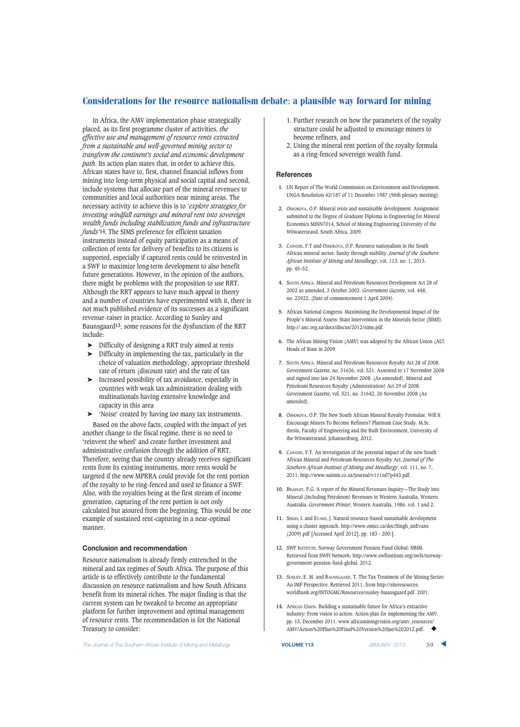In Africa, the AMV implementation phase strategically placed, as its first programme cluster of activities, *the effective use and management of resource rents extracted from a sustainable and well-governed mining sector to transform the continent's social and economic development path*. Its action plan states that, in order to achieve this, African states have to, first, channel financial inflows from mining into long-term physical and social capital and second, include systems that allocate part of the mineral revenues to communities and local authorities near mining areas. The necessary activity to achieve this is to '*explore strategies for investing windfall earnings and mineral rent into sovereign wealth funds including stabilization funds and infrastructure funds*'[14]. The SIMS preference for efficient taxation instruments instead of equity participation as a means of collection of rents for delivery of benefits to its citizens is supported, especially if captured rents could be reinvested in a SWF to maximize long-term development to also benefit future generations. However, in the opinion of the authors, there might be problems with the proposition to use RRT. Although the RRT appears to have much appeal in theory and a number of countries have experimented with it, there is not much published evidence of its successes as a significant revenue-raiser in practice. According to Sunley and Baunsgaard[13], some reasons for the dysfunction of the RRT include:

- Difficulty of designing a RRT truly aimed at rents
- Difficulty in implementing the tax, particularly in the choice of valuation methodology, appropriate threshold rate of return (discount rate) and the rate of tax
- Increased possibility of tax avoidance, especially in countries with weak tax administration dealing with multinationals having extensive knowledge and capacity in this area
- 'Noise' created by having too many tax instruments.

Based on the above facts, coupled with the impact of yet another change to the fiscal regime, there is no need to 'reinvent the wheel' and create further investment and administrative confusion through the addition of RRT. Therefore, seeing that the country already receives significant rents from its existing instruments, more rents would be targeted if the new MPRRA could provide for the rent portion of the royalty to be ring-fenced and used to finance a SWF. Also, with the royalties being at the first stream of income generation, capturing of the rent portion is not only calculated but assured from the beginning. This would be one example of sustained rent-capturing in a near-optimal manner.

### Conclusion and recommendation

Resource nationalism is already firmly entrenched in the mineral and tax regimes of South Africa. The purpose of this article is to effectively contribute to the fundamental discussion on resource nationalism and how South Africans benefit from its mineral riches. The major finding is that the current system can be tweaked to become an appropriate platform for further improvement and optimal management of resource rents. The recommendation is for the National Treasury to consider:

1. Further research on how the parameters of the royalty structure could be adjusted to encourage miners to become refiners, and
2. Using the mineral rent portion of the royalty formula as a ring-fenced sovereign wealth fund.

### References

1. UN Report of The World Commission on Environment and Development. UNGA Resolution 42/187 of 11 December 1987 (96th plenary meeting).
2. Oshokoya, O.P. Mineral rents and sustainable development. Assignment submitted to the Degree of Graduate Diploma in Engineering for Mineral Economics MINN7014, School of Mining Engineering University of the Witwatersrand, South Africa, 2009.
3. Cawood, F.T and Oshokoya, O.P. Resource nationalism in the South African mineral sector: Sanity through stability. *Journal of the Southern African Institute of Mining and Metallurgy*, vol. 113, no. 1, 2013. pp. 45–52.
4. South Africa. Mineral and Petroleum Resources Development Act 28 of 2002 as amended, 3 October 2002. *Government Gazette*, vol. 448, no. 23922, (Date of commencement 1 April 2004).
5. African National Congress. Maximising the Developmental Impact of the People's Mineral Assets: State Intervention in the Minerals Sector (SIMS). http:// anc.org.za/docs/discus/2012/sims.pdf.
6. The African Mining Vision (AMV) was adopted by the African Union (AU) Heads of State in 2009.
7. South Africa. Mineral and Petroleum Resources Royalty Act 28 of 2008. Government Gazette, no. 31636, vol. 521. Assented to 17 November 2008 and signed into law 24 November 2008. (As amended). Mineral and Petroleum Resources Royalty (Administration) Act 29 of 2008. Government Gazette, vol. 521, no. 31642, 26 November 2008 (As amended).
8. Oshokoya, O.P. The New South African Mineral Royalty Formulae. Will It Encourage Miners To Become Refiners? Platinum Case Study. M.Sc. thesis, Faculty of Engineering and the Built Environment, University of the Witwatersrand, Johannesburg, 2012.
9. Cawood, F.T. An investigation of the potential impact of the new South African Mineral and Petroleum Resources Royalty Act. *Journal of The Southern African Institute of Mining and Metallurgy*, vol. 111, no. 7, 2011. http://www.saimm.co.za/Journal/v111n07p443.pdf.
10. Bradley, P.G. A report of the Mineral Revenues Inquiry—The Study into Mineral (Including Petroleum) Revenues in Western Australia, Western Australia. *Government Printer*, Western Australia, 1986. vol. 1 and 2.
11. Singh, I. and Evans, J. Natural resource-based sustainable development using a cluster approach. http://www.omicc.ca/doc/Singh_anEvans (2009).pdf [Accessed April 2012], pp. 183 - 200:].
12. SWF Institute. Norway Government Pension Fund Global; NBIM. Retrieved from SWFI Network: http://www.swfinstitute.org/swfs/norway-government-pension-fund-global. 2012.
13. Sunley, E. M. and Baunsgaard, T. The Tax Treatment of the Mining Sector: An IMF Perspective. Retrieved 2011, from http://siteresources. worldbank.org/INTOGMC/Resources/sunley-baunsgaard.pdf. 2001.
14. African Union. Building a sustainable future for Africa's extractive industry: From vision to action: Action plan for implementing the AMV. pp. 13, December 2011. www.africaminingvision.org/amv_resources/ AMV/Action%20Plan%20Final%20Version%20Jan%202012.pdf. ◆